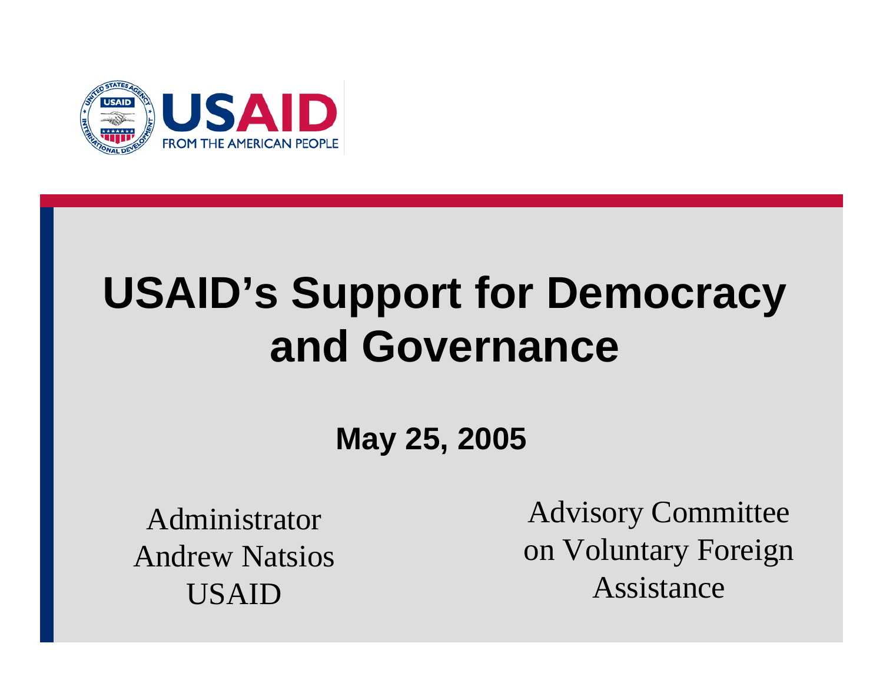USAID
FROM THE AMERICAN PEOPLE

# USAID's Support for Democracy and Governance

**May 25, 2005**

Administrator
Andrew Natsios
USAID

Advisory Committee
on Voluntary Foreign
Assistance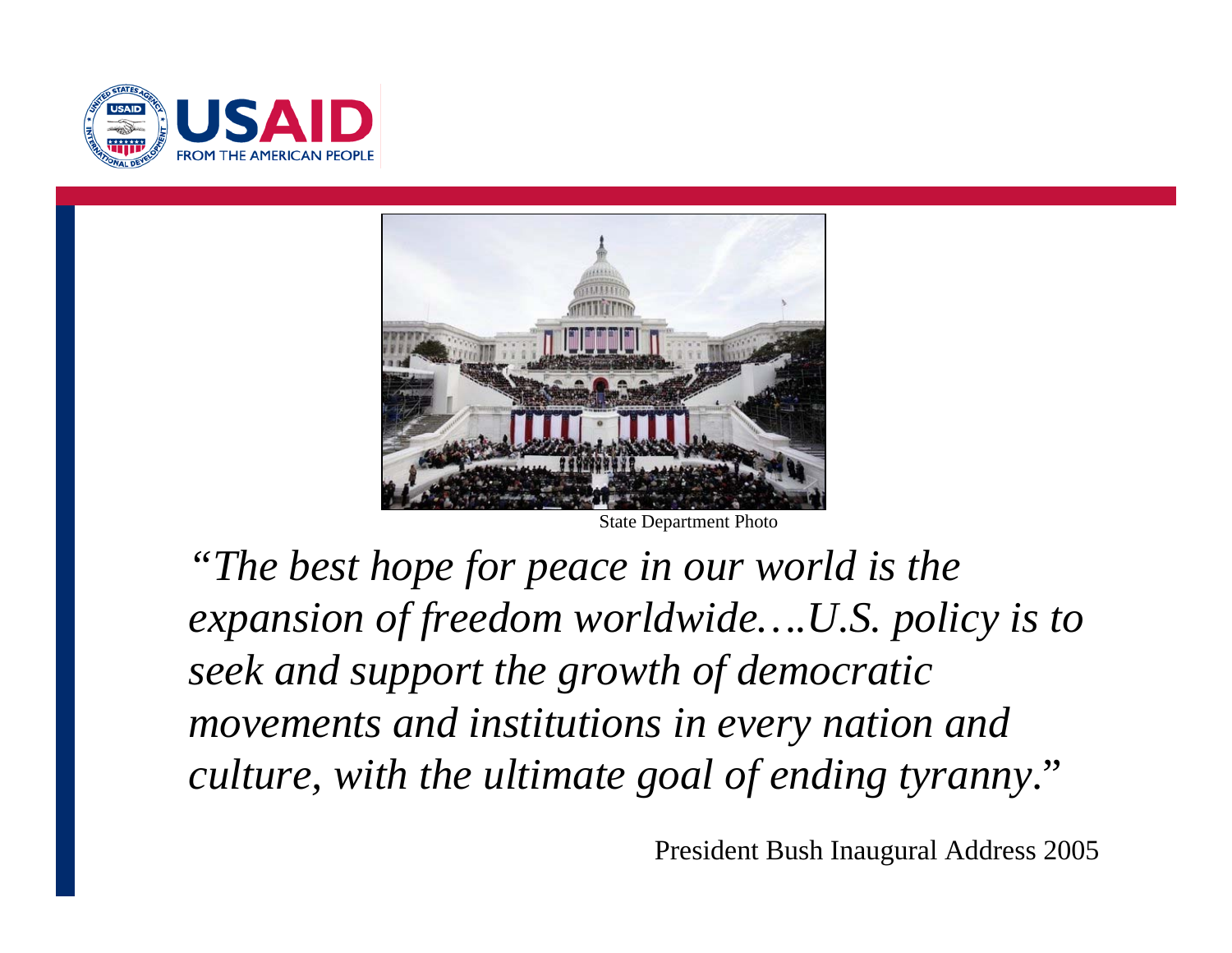State Department Photo

*"The best hope for peace in our world is the expansion of freedom worldwide….U.S. policy is to seek and support the growth of democratic movements and institutions in every nation and culture, with the ultimate goal of ending tyranny."*

President Bush Inaugural Address 2005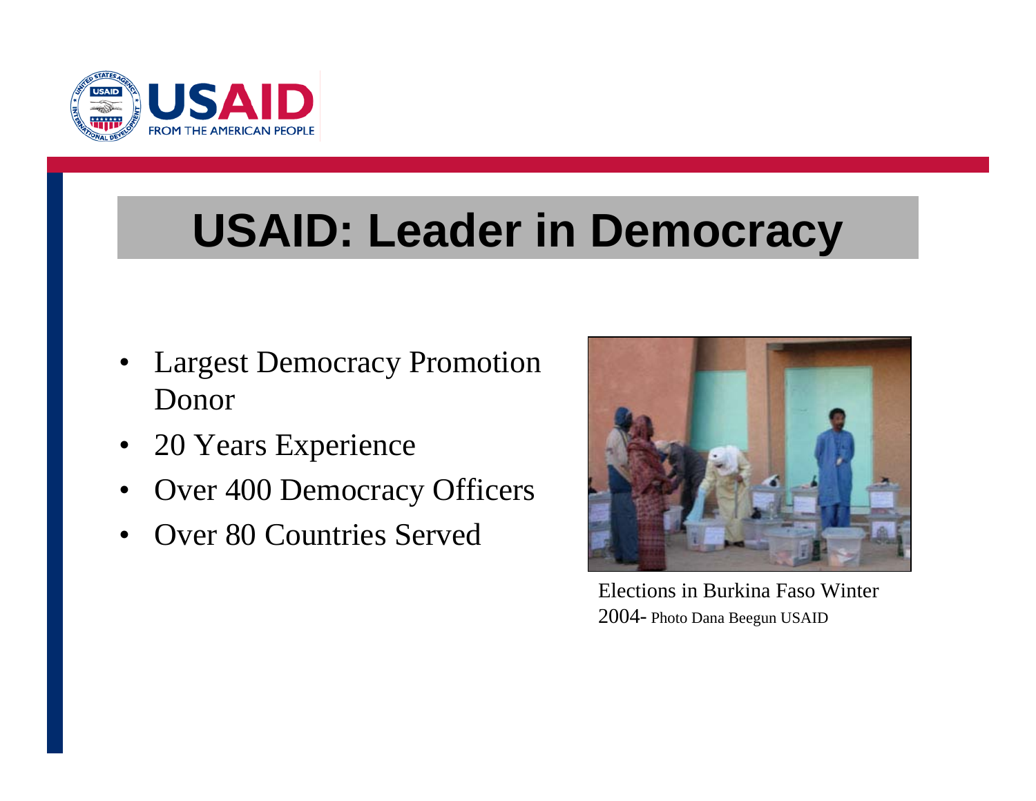# USAID: Leader in Democracy

- Largest Democracy Promotion Donor
- 20 Years Experience
- Over 400 Democracy Officers
- Over 80 Countries Served

Elections in Burkina Faso Winter 2004- Photo Dana Beegun USAID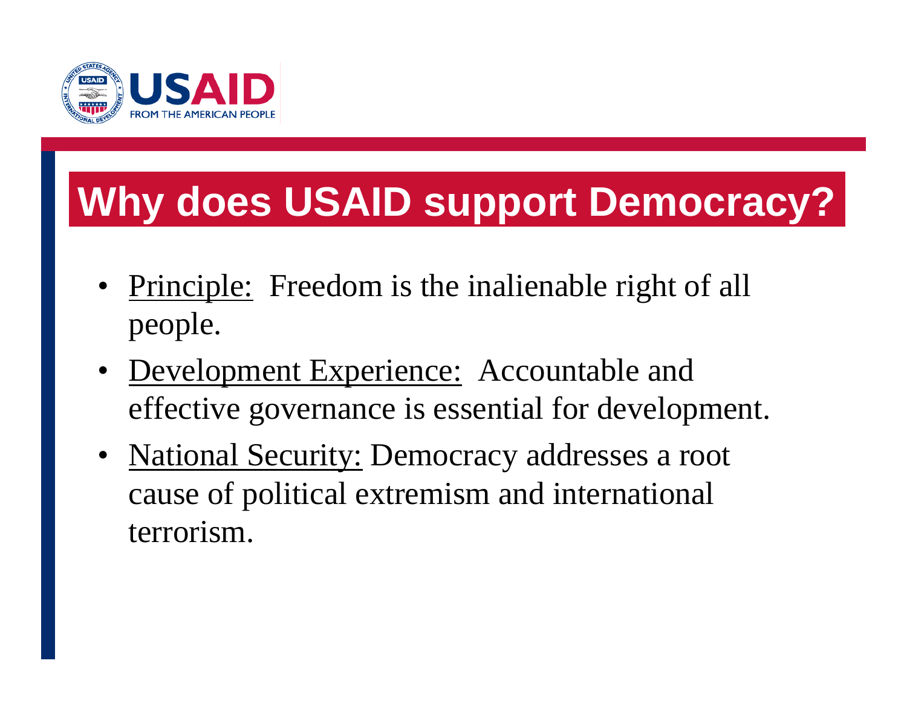# Why does USAID support Democracy?

- Principle: Freedom is the inalienable right of all people.
- Development Experience: Accountable and effective governance is essential for development.
- National Security: Democracy addresses a root cause of political extremism and international terrorism.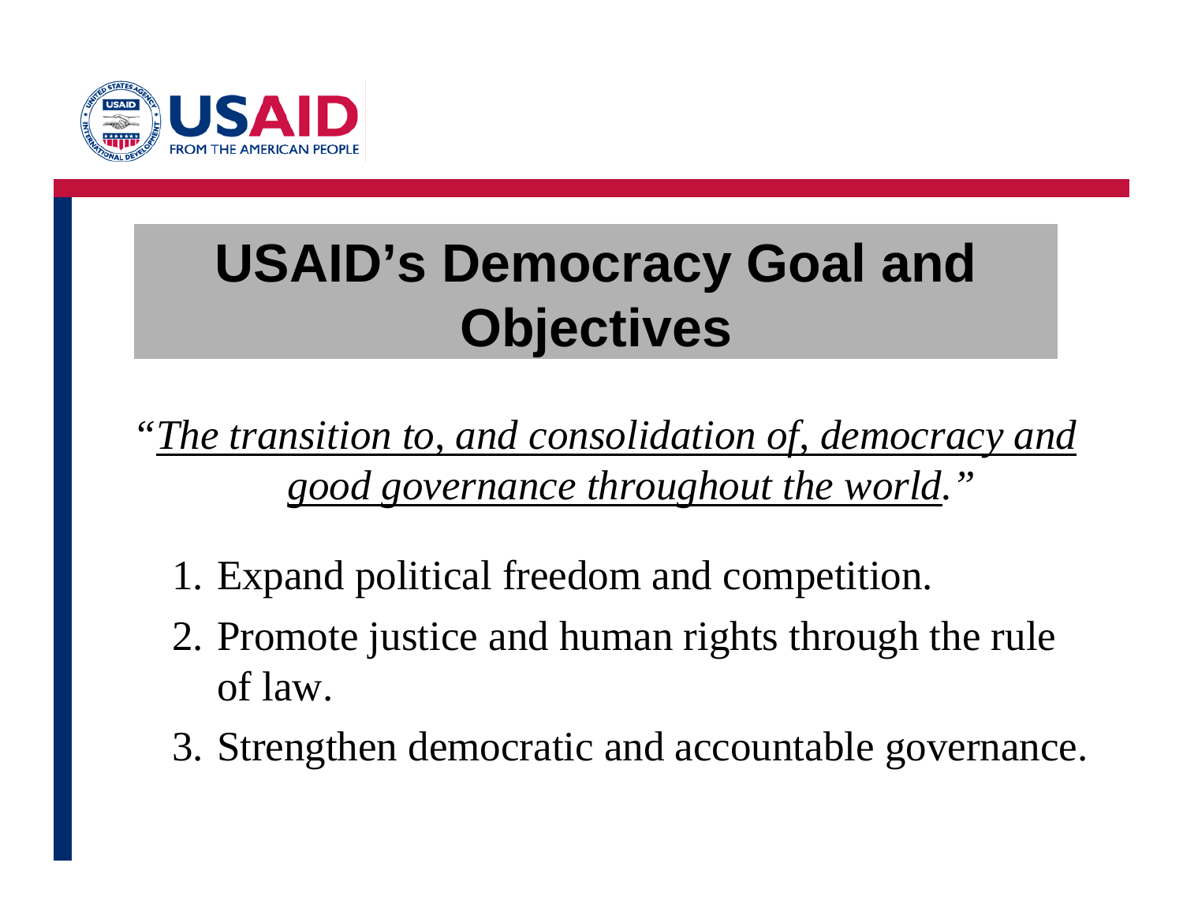# USAID's Democracy Goal and Objectives

*"<u>The transition to, and consolidation of, democracy and good governance throughout the world</u>."*

1. Expand political freedom and competition.
2. Promote justice and human rights through the rule of law.
3. Strengthen democratic and accountable governance.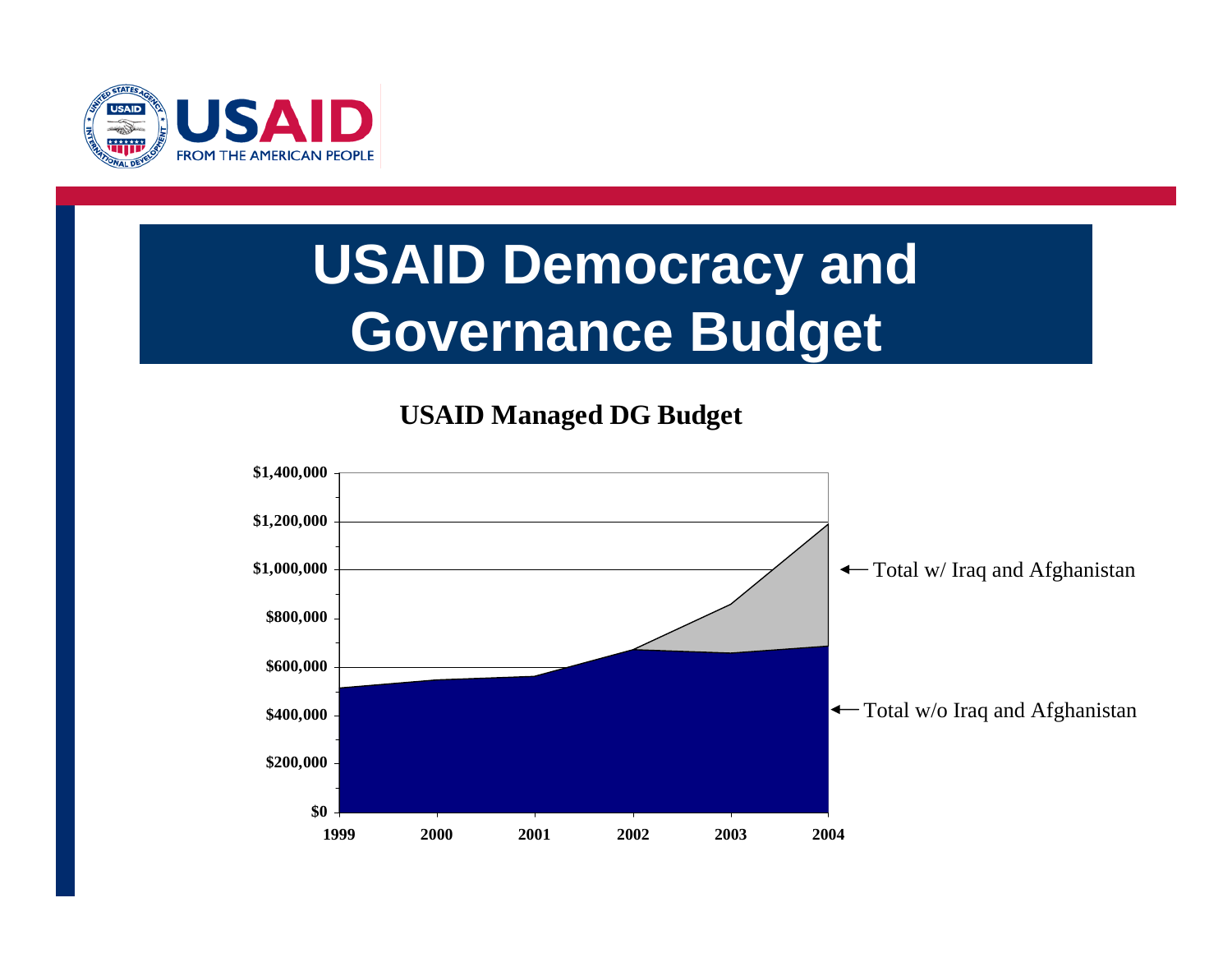# USAID Democracy and Governance Budget

**USAID Managed DG Budget**

$1,400,000
$1,200,000
$1,000,000
$800,000
$600,000
$400,000
$200,000
$0

1999 2000 2001 2002 2003 2004

Total w/ Iraq and Afghanistan

Total w/o Iraq and Afghanistan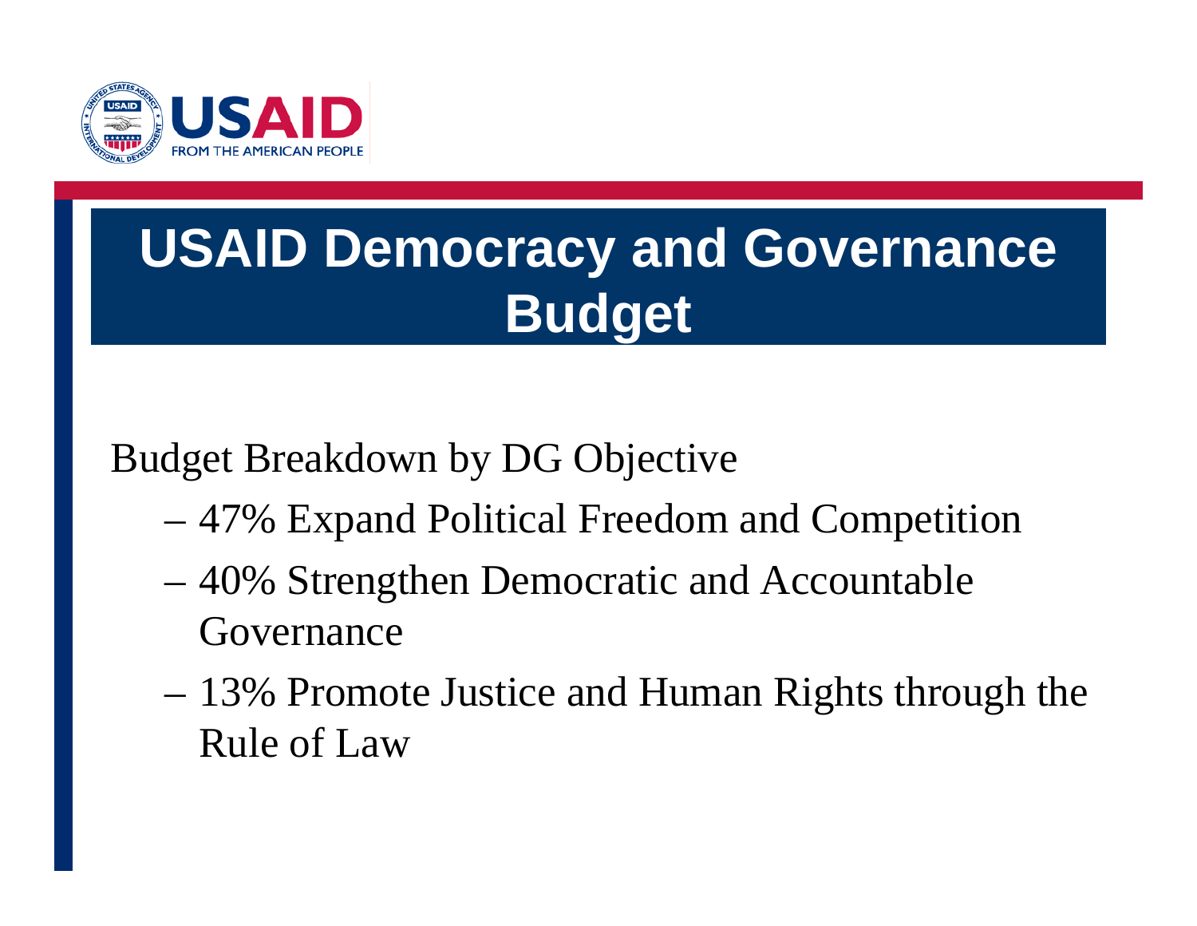# USAID Democracy and Governance Budget

Budget Breakdown by DG Objective

- 47% Expand Political Freedom and Competition
- 40% Strengthen Democratic and Accountable Governance
- 13% Promote Justice and Human Rights through the Rule of Law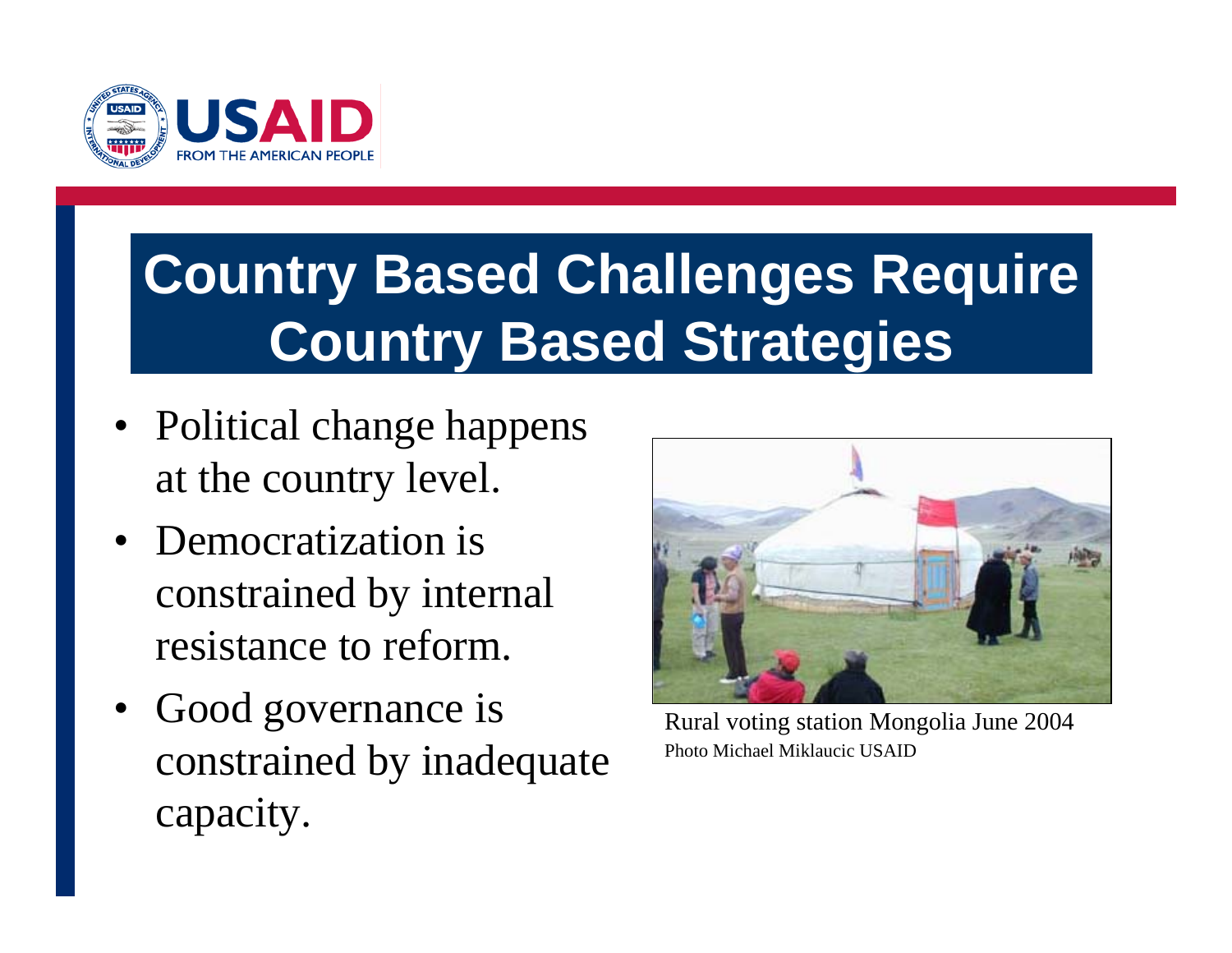# Country Based Challenges Require Country Based Strategies

- Political change happens at the country level.
- Democratization is constrained by internal resistance to reform.
- Good governance is constrained by inadequate capacity.

Rural voting station Mongolia June 2004

Photo Michael Miklaucic USAID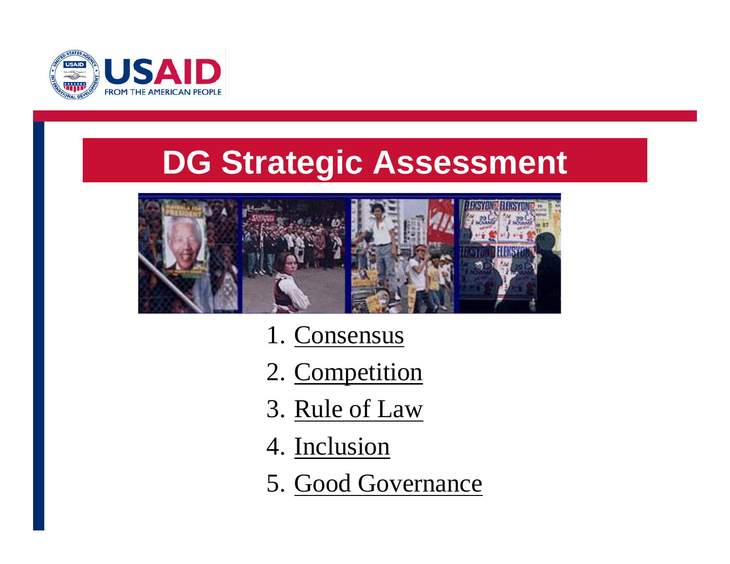# DG Strategic Assessment

1. Consensus
2. Competition
3. Rule of Law
4. Inclusion
5. Good Governance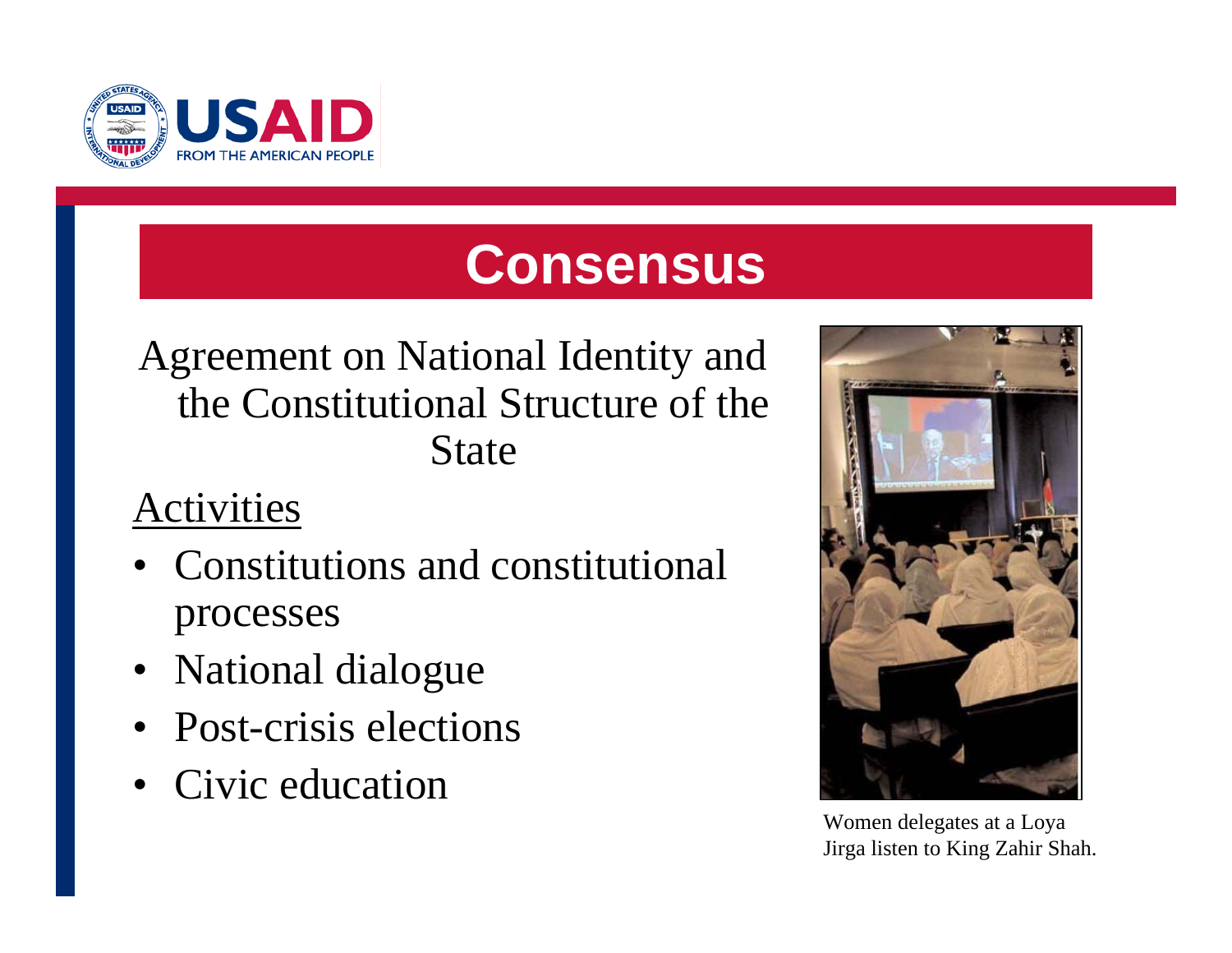# Consensus

Agreement on National Identity and the Constitutional Structure of the State

<u>Activities</u>

- Constitutions and constitutional processes
- National dialogue
- Post-crisis elections
- Civic education

Women delegates at a Loya Jirga listen to King Zahir Shah.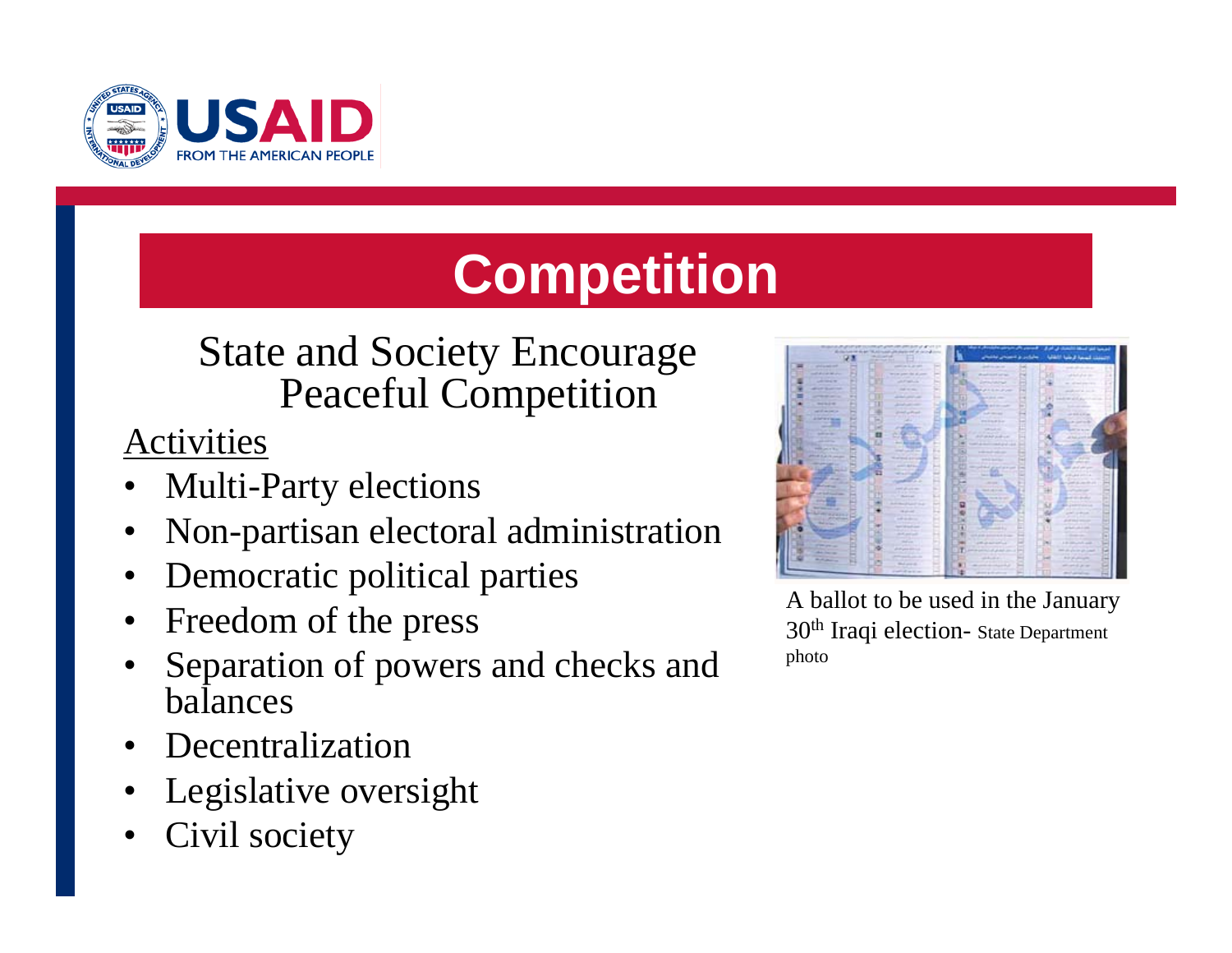# Competition

## State and Society Encourage Peaceful Competition

Activities

- Multi-Party elections
- Non-partisan electoral administration
- Democratic political parties
- Freedom of the press
- Separation of powers and checks and balances
- Decentralization
- Legislative oversight
- Civil society

A ballot to be used in the January 30th Iraqi election- State Department photo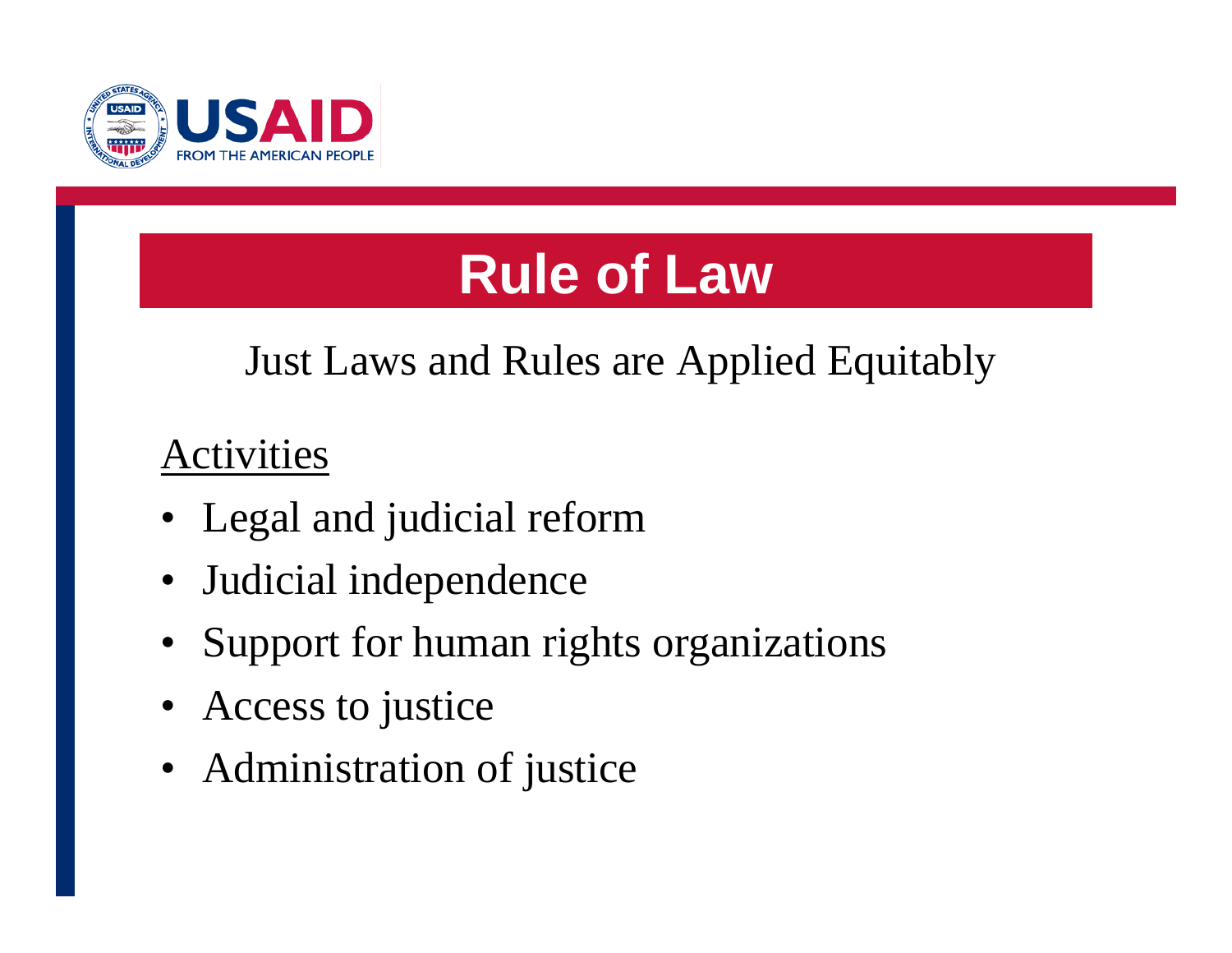# Rule of Law

Just Laws and Rules are Applied Equitably

<u>Activities</u>

- Legal and judicial reform
- Judicial independence
- Support for human rights organizations
- Access to justice
- Administration of justice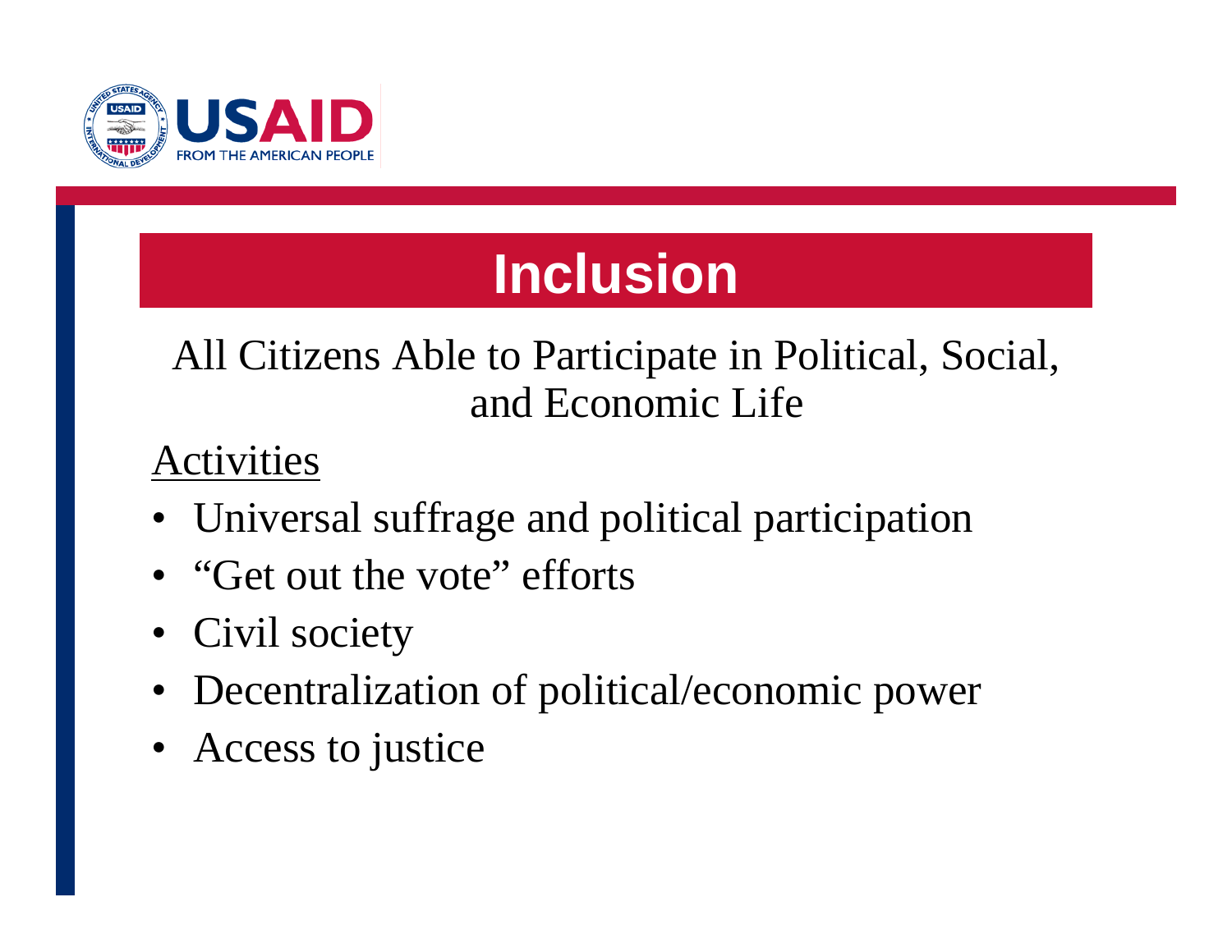# Inclusion

All Citizens Able to Participate in Political, Social, and Economic Life

Activities

- Universal suffrage and political participation
- "Get out the vote" efforts
- Civil society
- Decentralization of political/economic power
- Access to justice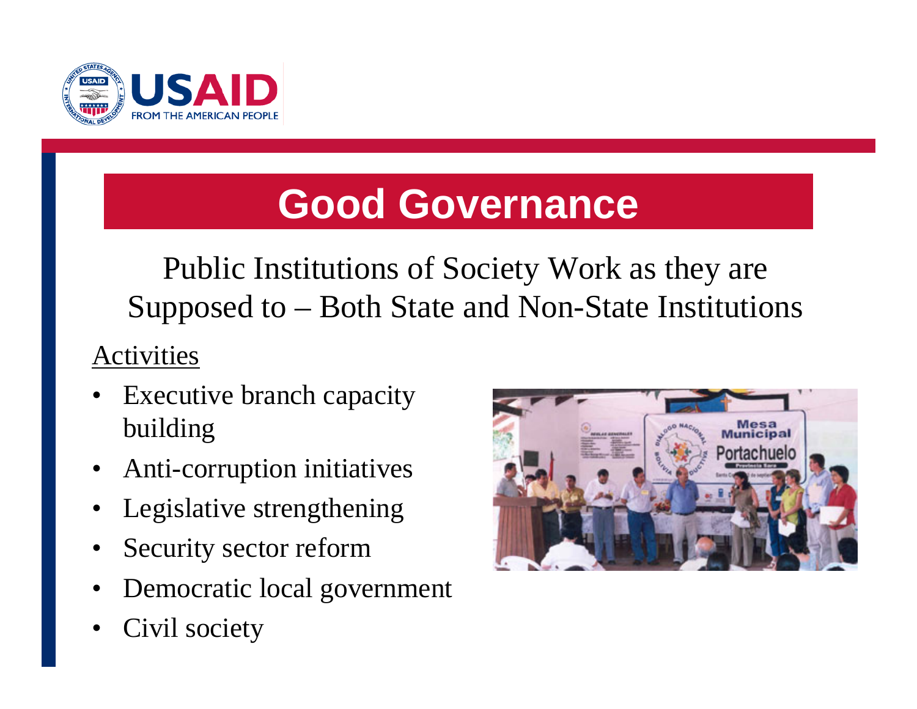# Good Governance

Public Institutions of Society Work as they are Supposed to – Both State and Non-State Institutions

Activities

- Executive branch capacity building
- Anti-corruption initiatives
- Legislative strengthening
- Security sector reform
- Democratic local government
- Civil society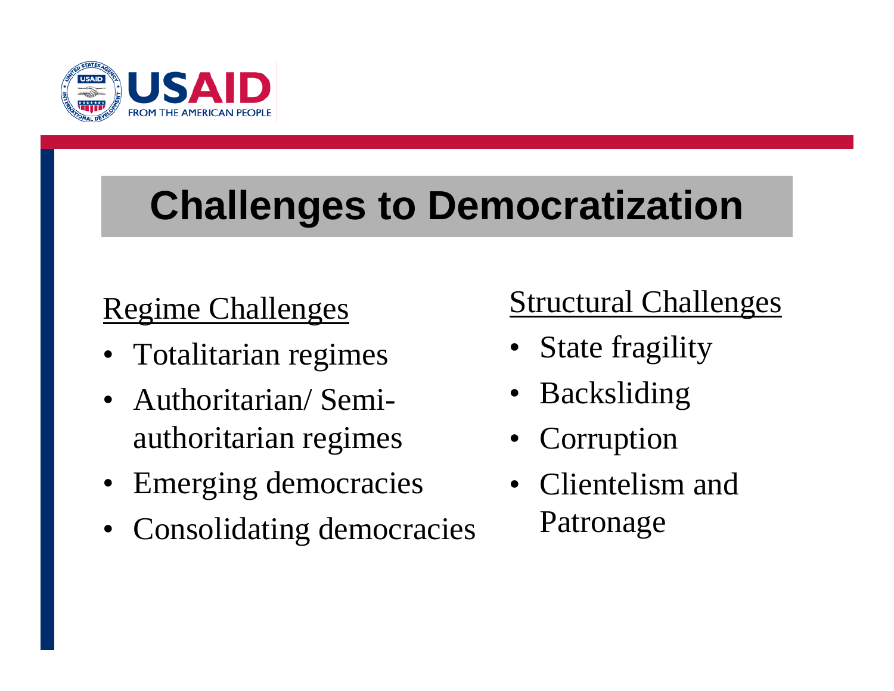# Challenges to Democratization

### Regime Challenges

- Totalitarian regimes
- Authoritarian/ Semi-authoritarian regimes
- Emerging democracies
- Consolidating democracies

### Structural Challenges

- State fragility
- Backsliding
- Corruption
- Clientelism and Patronage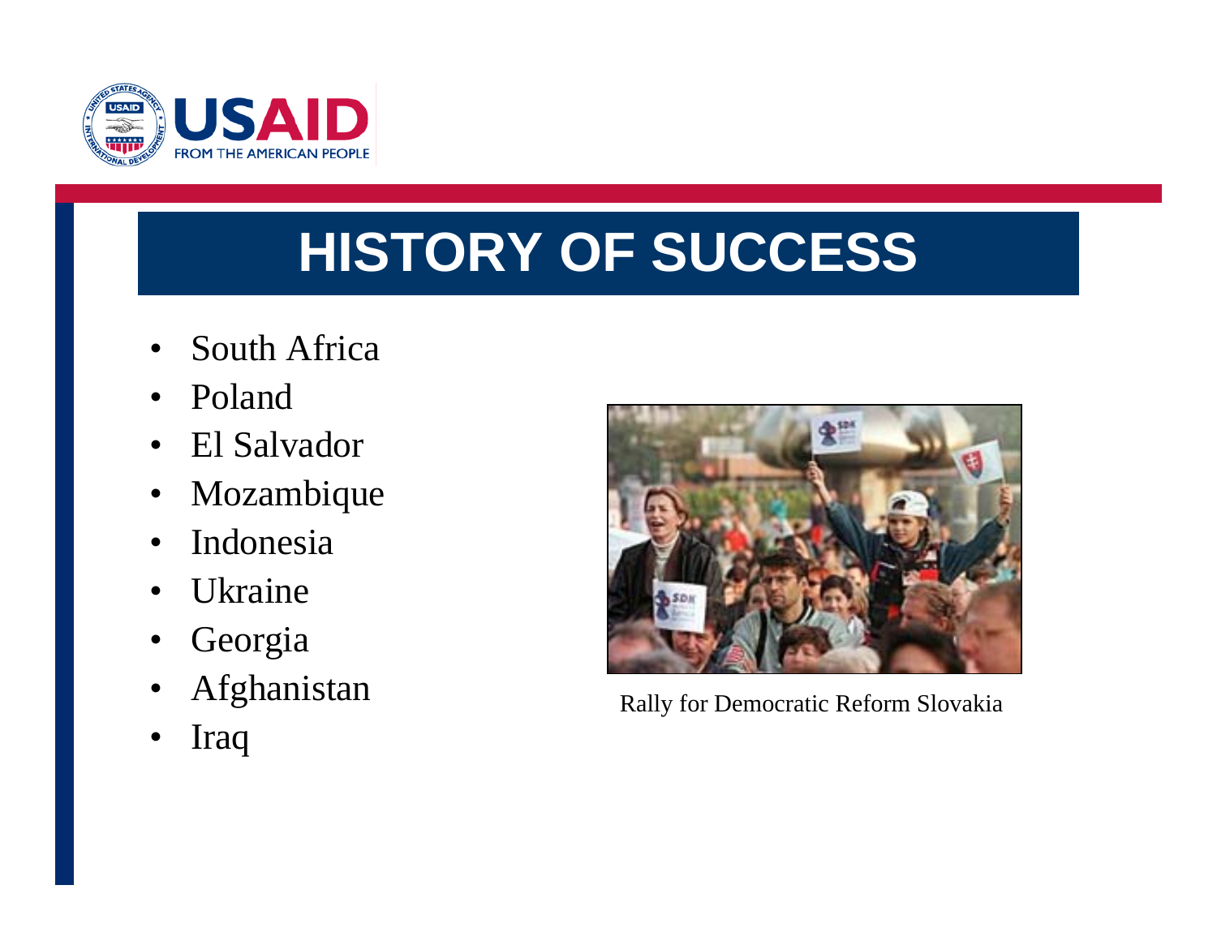# HISTORY OF SUCCESS

- South Africa
- Poland
- El Salvador
- Mozambique
- Indonesia
- Ukraine
- Georgia
- Afghanistan
- Iraq

Rally for Democratic Reform Slovakia